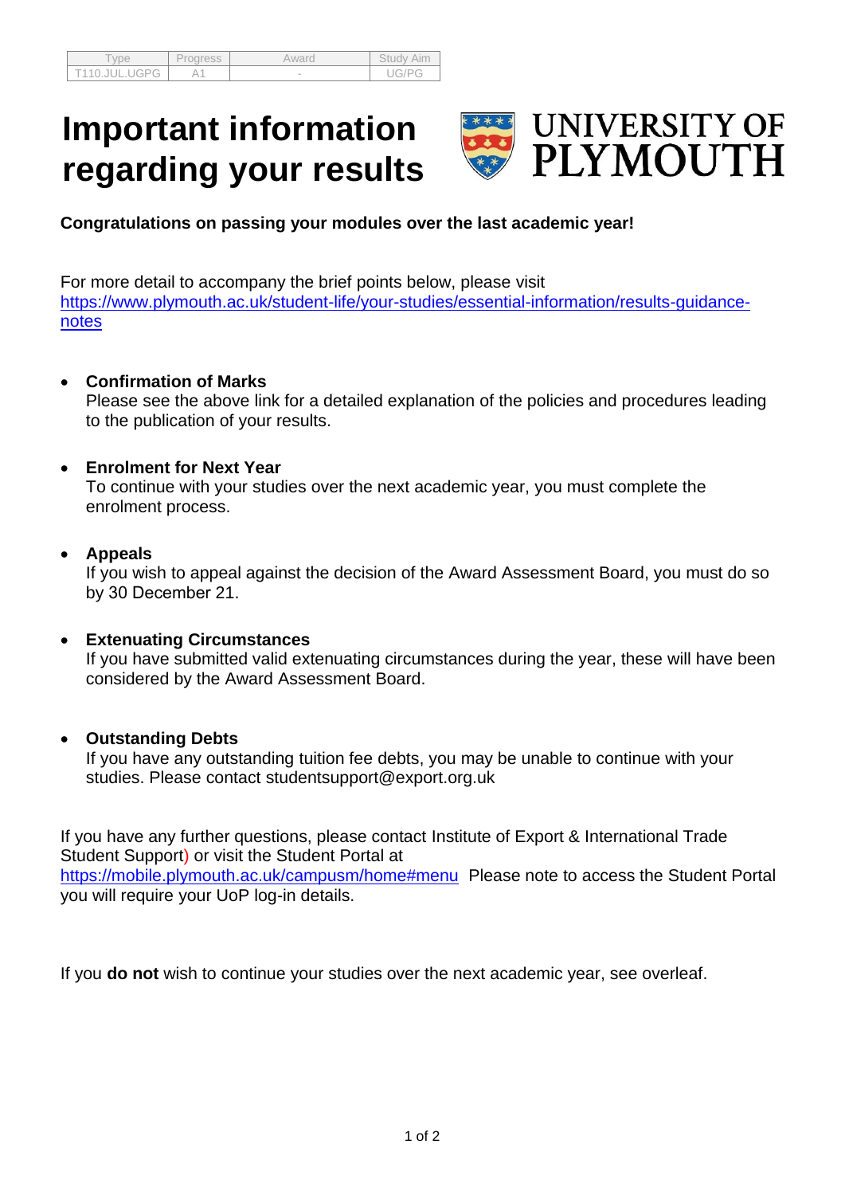| Type | Progress | Award | Study Aim |
| --- | --- | --- | --- |
| T110.JUL.UGPG | A1 | - | UG/PG |

# Important information regarding your results

UNIVERSITY OF PLYMOUTH

**Congratulations on passing your modules over the last academic year!**

For more detail to accompany the brief points below, please visit https://www.plymouth.ac.uk/student-life/your-studies/essential-information/results-guidance-notes

- **Confirmation of Marks**
  Please see the above link for a detailed explanation of the policies and procedures leading to the publication of your results.

- **Enrolment for Next Year**
  To continue with your studies over the next academic year, you must complete the enrolment process.

- **Appeals**
  If you wish to appeal against the decision of the Award Assessment Board, you must do so by 30 December 21.

- **Extenuating Circumstances**
  If you have submitted valid extenuating circumstances during the year, these will have been considered by the Award Assessment Board.

- **Outstanding Debts**
  If you have any outstanding tuition fee debts, you may be unable to continue with your studies. Please contact studentsupport@export.org.uk

If you have any further questions, please contact Institute of Export & International Trade Student Support) or visit the Student Portal at https://mobile.plymouth.ac.uk/campusm/home#menu Please note to access the Student Portal you will require your UoP log-in details.

If you **do not** wish to continue your studies over the next academic year, see overleaf.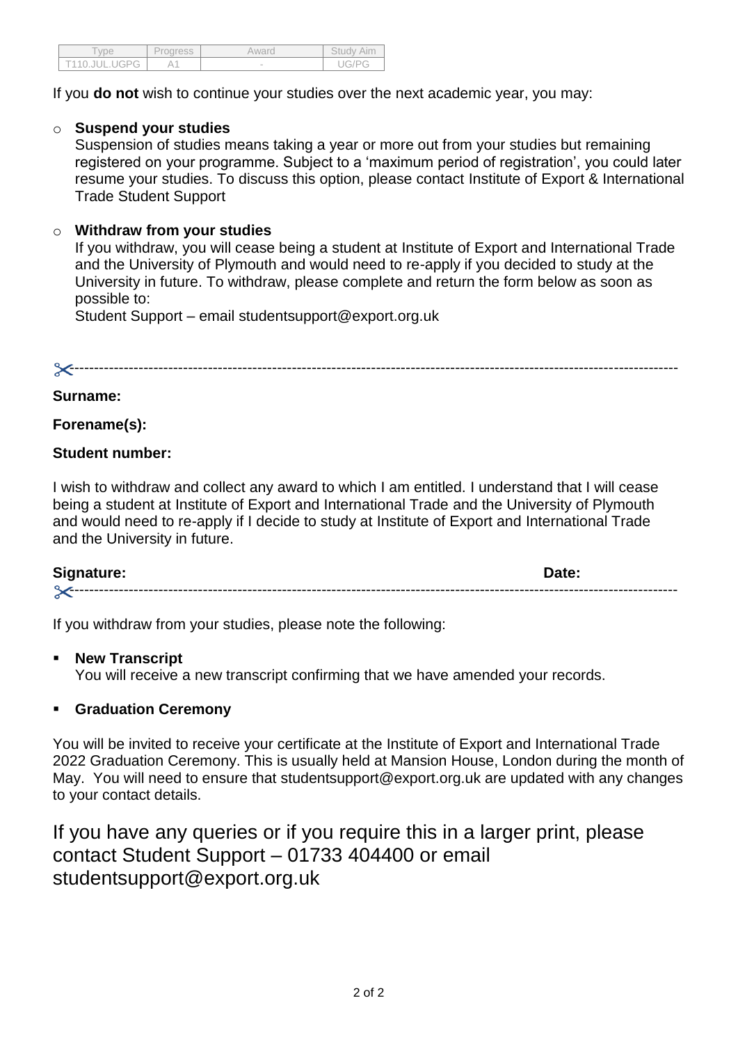| Type | Progress | Award | Study Aim |
| --- | --- | --- | --- |
| T110.JUL.UGPG | A1 | - | UG/PG |

If you **do not** wish to continue your studies over the next academic year, you may:

- **Suspend your studies**
  Suspension of studies means taking a year or more out from your studies but remaining registered on your programme. Subject to a 'maximum period of registration', you could later resume your studies. To discuss this option, please contact Institute of Export & International Trade Student Support

- **Withdraw from your studies**
  If you withdraw, you will cease being a student at Institute of Export and International Trade and the University of Plymouth and would need to re-apply if you decided to study at the University in future. To withdraw, please complete and return the form below as soon as possible to:
  Student Support – email studentsupport@export.org.uk

✂-----------------------------------------------------------------------------------------------------------------------

**Surname:**

**Forename(s):**

**Student number:**

I wish to withdraw and collect any award to which I am entitled. I understand that I will cease being a student at Institute of Export and International Trade and the University of Plymouth and would need to re-apply if I decide to study at Institute of Export and International Trade and the University in future.

**Signature:** **Date:**

✂-----------------------------------------------------------------------------------------------------------------------

If you withdraw from your studies, please note the following:

- **New Transcript**
  You will receive a new transcript confirming that we have amended your records.

- **Graduation Ceremony**

You will be invited to receive your certificate at the Institute of Export and International Trade 2022 Graduation Ceremony. This is usually held at Mansion House, London during the month of May. You will need to ensure that studentsupport@export.org.uk are updated with any changes to your contact details.

If you have any queries or if you require this in a larger print, please contact Student Support – 01733 404400 or email studentsupport@export.org.uk